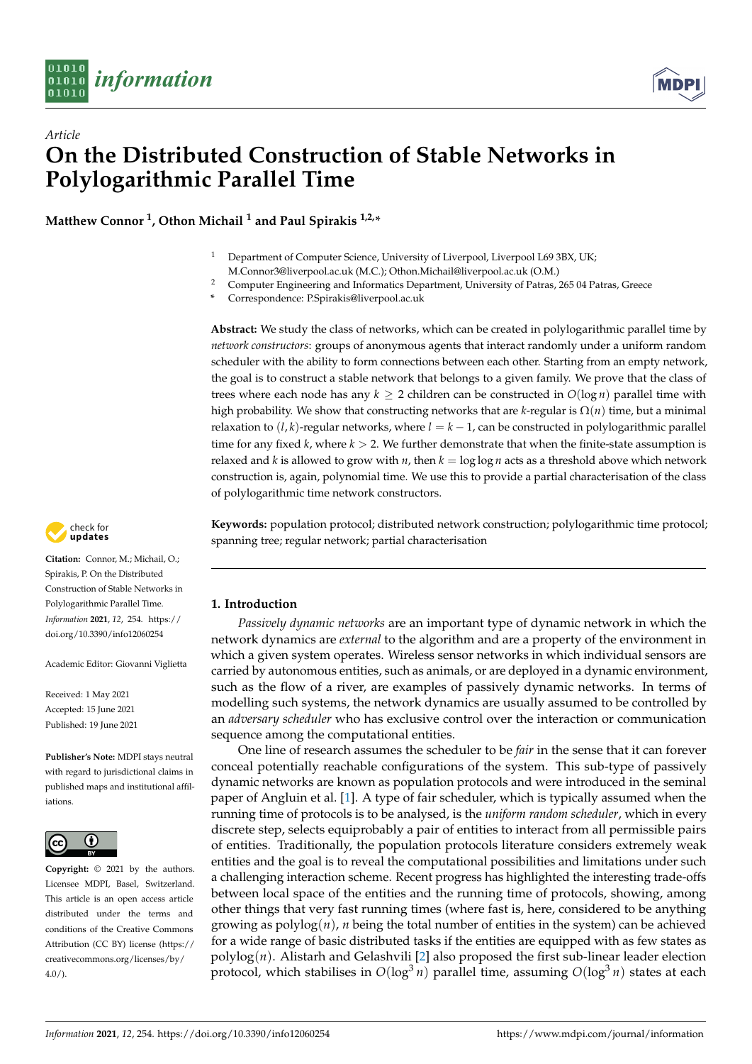Article

# On the Distributed Construction of Stable Networks in Polylogarithmic Parallel Time

**Matthew Connor [1], Othon Michail [1] and Paul Spirakis [1,2,*]**

[1] Department of Computer Science, University of Liverpool, Liverpool L69 3BX, UK; M.Connor3@liverpool.ac.uk (M.C.); Othon.Michail@liverpool.ac.uk (O.M.)

[2] Computer Engineering and Informatics Department, University of Patras, 265 04 Patras, Greece

\* Correspondence: P.Spirakis@liverpool.ac.uk

**Abstract:** We study the class of networks, which can be created in polylogarithmic parallel time by *network constructors*: groups of anonymous agents that interact randomly under a uniform random scheduler with the ability to form connections between each other. Starting from an empty network, the goal is to construct a stable network that belongs to a given family. We prove that the class of trees where each node has any $k \geq 2$ children can be constructed in $O(\log n)$ parallel time with high probability. We show that constructing networks that are $k$-regular is $\Omega(n)$ time, but a minimal relaxation to $(l,k)$-regular networks, where $l = k - 1$, can be constructed in polylogarithmic parallel time for any fixed $k$, where $k > 2$. We further demonstrate that when the finite-state assumption is relaxed and $k$ is allowed to grow with $n$, then $k = \log\log n$ acts as a threshold above which network construction is, again, polynomial time. We use this to provide a partial characterisation of the class of polylogarithmic time network constructors.

**Keywords:** population protocol; distributed network construction; polylogarithmic time protocol; spanning tree; regular network; partial characterisation

**Citation:** Connor, M.; Michail, O.; Spirakis, P. On the Distributed Construction of Stable Networks in Polylogarithmic Parallel Time. *Information* **2021**, *12*, 254. https://doi.org/10.3390/info12060254

Academic Editor: Giovanni Viglietta

Received: 1 May 2021
Accepted: 15 June 2021
Published: 19 June 2021

**Publisher's Note:** MDPI stays neutral with regard to jurisdictional claims in published maps and institutional affiliations.

**Copyright:** © 2021 by the authors. Licensee MDPI, Basel, Switzerland. This article is an open access article distributed under the terms and conditions of the Creative Commons Attribution (CC BY) license (https://creativecommons.org/licenses/by/4.0/).

## 1. Introduction

*Passively dynamic networks* are an important type of dynamic network in which the network dynamics are *external* to the algorithm and are a property of the environment in which a given system operates. Wireless sensor networks in which individual sensors are carried by autonomous entities, such as animals, or are deployed in a dynamic environment, such as the flow of a river, are examples of passively dynamic networks. In terms of modelling such systems, the network dynamics are usually assumed to be controlled by an *adversary scheduler* who has exclusive control over the interaction or communication sequence among the computational entities.

One line of research assumes the scheduler to be *fair* in the sense that it can forever conceal potentially reachable configurations of the system. This sub-type of passively dynamic networks are known as population protocols and were introduced in the seminal paper of Angluin et al. [1]. A type of fair scheduler, which is typically assumed when the running time of protocols is to be analysed, is the *uniform random scheduler*, which in every discrete step, selects equiprobably a pair of entities to interact from all permissible pairs of entities. Traditionally, the population protocols literature considers extremely weak entities and the goal is to reveal the computational possibilities and limitations under such a challenging interaction scheme. Recent progress has highlighted the interesting trade-offs between local space of the entities and the running time of protocols, showing, among other things that very fast running times (where fast is, here, considered to be anything growing as polylog$(n)$, $n$ being the total number of entities in the system) can be achieved for a wide range of basic distributed tasks if the entities are equipped with as few states as polylog$(n)$. Alistarh and Gelashvili [2] also proposed the first sub-linear leader election protocol, which stabilises in $O(\log^3 n)$ parallel time, assuming $O(\log^3 n)$ states at each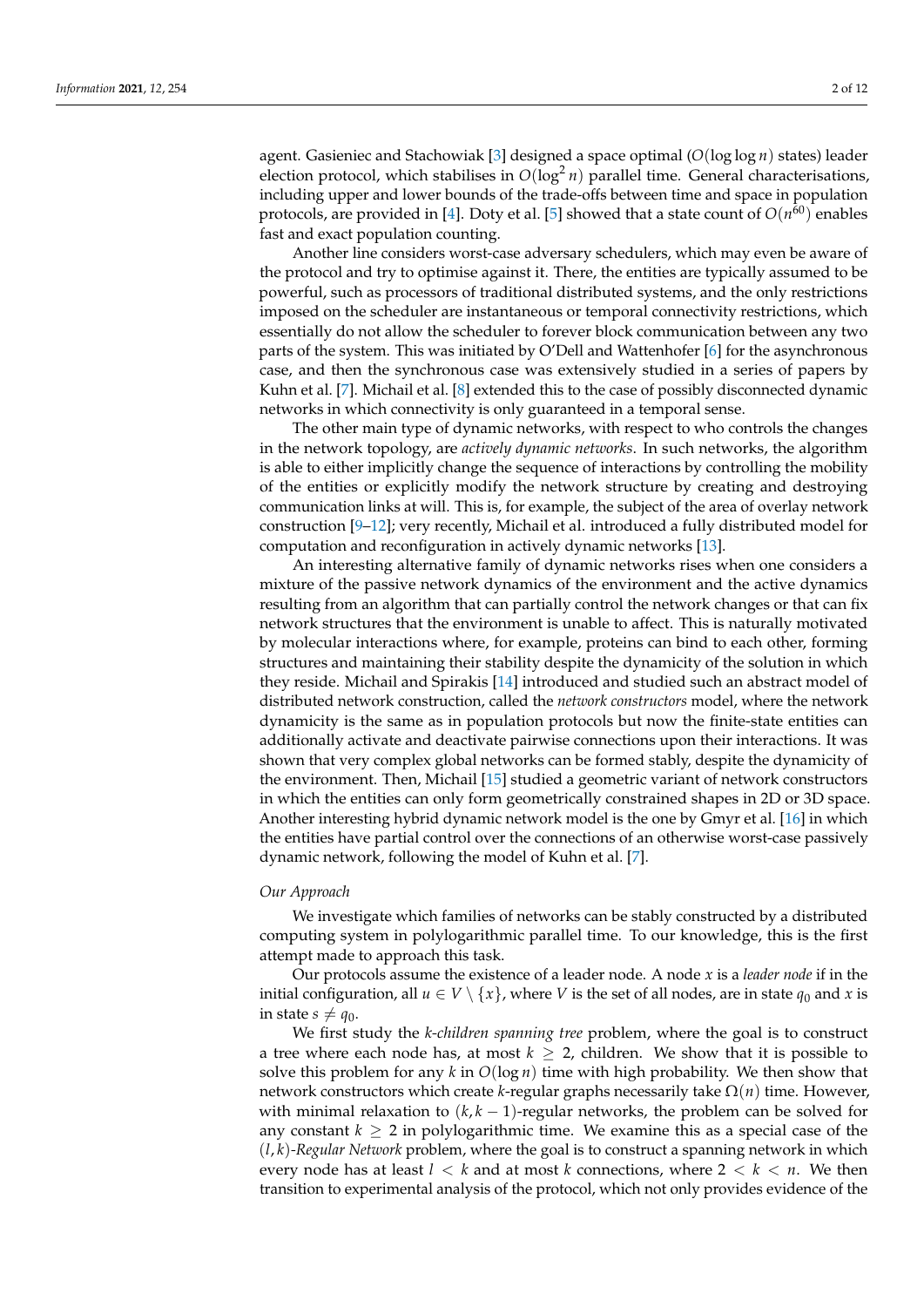agent. Gasieniec and Stachowiak [3] designed a space optimal ($O(\log \log n)$ states) leader election protocol, which stabilises in $O(\log^2 n)$ parallel time. General characterisations, including upper and lower bounds of the trade-offs between time and space in population protocols, are provided in [4]. Doty et al. [5] showed that a state count of $O(n^{60})$ enables fast and exact population counting.

Another line considers worst-case adversary schedulers, which may even be aware of the protocol and try to optimise against it. There, the entities are typically assumed to be powerful, such as processors of traditional distributed systems, and the only restrictions imposed on the scheduler are instantaneous or temporal connectivity restrictions, which essentially do not allow the scheduler to forever block communication between any two parts of the system. This was initiated by O'Dell and Wattenhofer [6] for the asynchronous case, and then the synchronous case was extensively studied in a series of papers by Kuhn et al. [7]. Michail et al. [8] extended this to the case of possibly disconnected dynamic networks in which connectivity is only guaranteed in a temporal sense.

The other main type of dynamic networks, with respect to who controls the changes in the network topology, are *actively dynamic networks*. In such networks, the algorithm is able to either implicitly change the sequence of interactions by controlling the mobility of the entities or explicitly modify the network structure by creating and destroying communication links at will. This is, for example, the subject of the area of overlay network construction [9–12]; very recently, Michail et al. introduced a fully distributed model for computation and reconfiguration in actively dynamic networks [13].

An interesting alternative family of dynamic networks rises when one considers a mixture of the passive network dynamics of the environment and the active dynamics resulting from an algorithm that can partially control the network changes or that can fix network structures that the environment is unable to affect. This is naturally motivated by molecular interactions where, for example, proteins can bind to each other, forming structures and maintaining their stability despite the dynamicity of the solution in which they reside. Michail and Spirakis [14] introduced and studied such an abstract model of distributed network construction, called the *network constructors* model, where the network dynamicity is the same as in population protocols but now the finite-state entities can additionally activate and deactivate pairwise connections upon their interactions. It was shown that very complex global networks can be formed stably, despite the dynamicity of the environment. Then, Michail [15] studied a geometric variant of network constructors in which the entities can only form geometrically constrained shapes in 2D or 3D space. Another interesting hybrid dynamic network model is the one by Gmyr et al. [16] in which the entities have partial control over the connections of an otherwise worst-case passively dynamic network, following the model of Kuhn et al. [7].

*Our Approach*

We investigate which families of networks can be stably constructed by a distributed computing system in polylogarithmic parallel time. To our knowledge, this is the first attempt made to approach this task.

Our protocols assume the existence of a leader node. A node $x$ is a *leader node* if in the initial configuration, all $u \in V \setminus \{x\}$, where $V$ is the set of all nodes, are in state $q_0$ and $x$ is in state $s \neq q_0$.

We first study the *k-children spanning tree* problem, where the goal is to construct a tree where each node has, at most $k \geq 2$, children. We show that it is possible to solve this problem for any $k$ in $O(\log n)$ time with high probability. We then show that network constructors which create $k$-regular graphs necessarily take $\Omega(n)$ time. However, with minimal relaxation to $(k, k-1)$-regular networks, the problem can be solved for any constant $k \geq 2$ in polylogarithmic time. We examine this as a special case of the $(l, k)$-*Regular Network* problem, where the goal is to construct a spanning network in which every node has at least $l < k$ and at most $k$ connections, where $2 < k < n$. We then transition to experimental analysis of the protocol, which not only provides evidence of the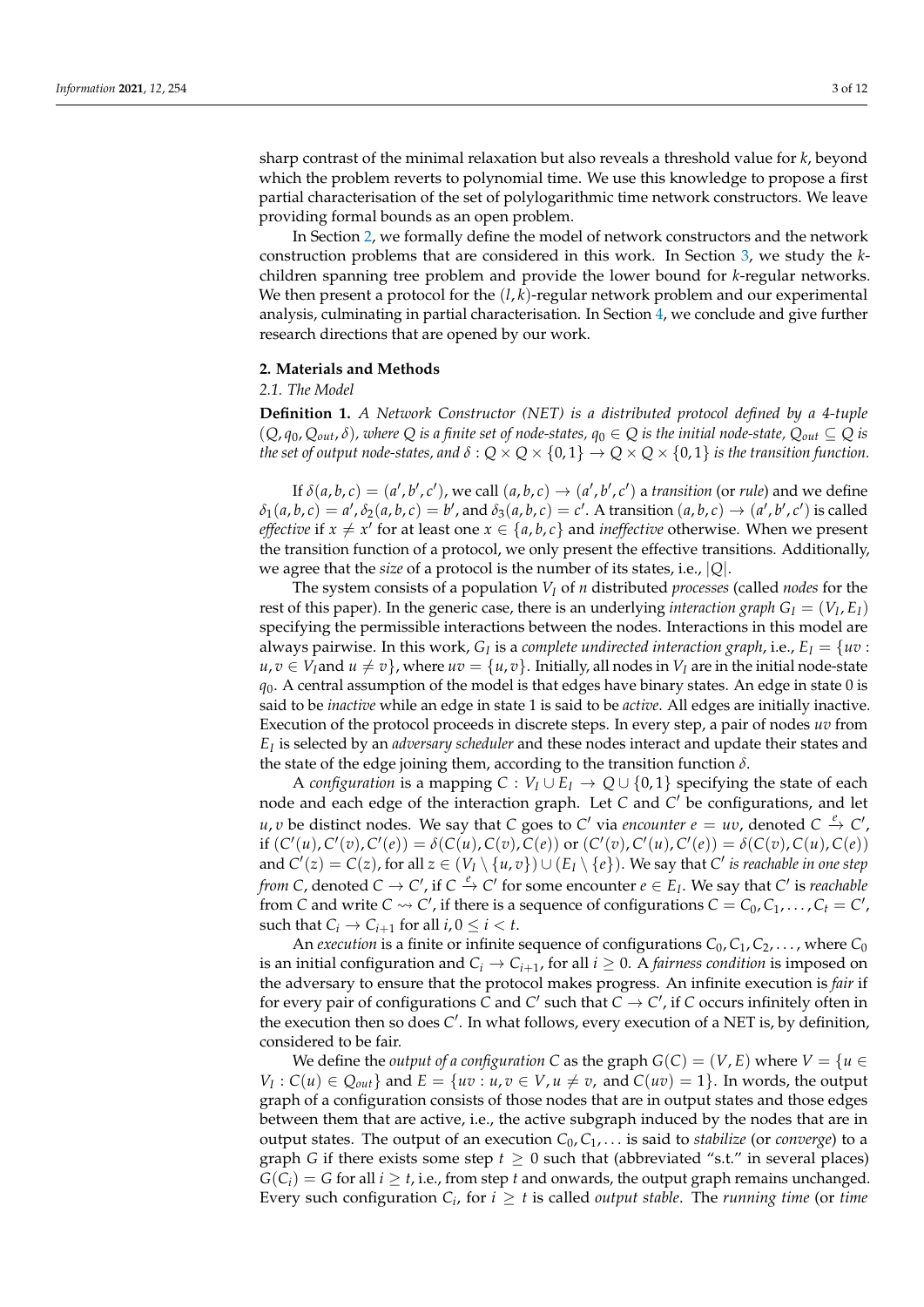sharp contrast of the minimal relaxation but also reveals a threshold value for $k$, beyond which the problem reverts to polynomial time. We use this knowledge to propose a first partial characterisation of the set of polylogarithmic time network constructors. We leave providing formal bounds as an open problem.

In Section 2, we formally define the model of network constructors and the network construction problems that are considered in this work. In Section 3, we study the $k$-children spanning tree problem and provide the lower bound for $k$-regular networks. We then present a protocol for the $(l, k)$-regular network problem and our experimental analysis, culminating in partial characterisation. In Section 4, we conclude and give further research directions that are opened by our work.

## 2. Materials and Methods

### 2.1. The Model

**Definition 1.** *A Network Constructor (NET) is a distributed protocol defined by a 4-tuple $(Q, q_0, Q_{out}, \delta)$, where $Q$ is a finite set of node-states, $q_0 \in Q$ is the initial node-state, $Q_{out} \subseteq Q$ is the set of output node-states, and $\delta : Q \times Q \times \{0,1\} \rightarrow Q \times Q \times \{0,1\}$ is the transition function.*

If $\delta(a, b, c) = (a', b', c')$, we call $(a, b, c) \rightarrow (a', b', c')$ a *transition* (or *rule*) and we define $\delta_1(a, b, c) = a'$, $\delta_2(a, b, c) = b'$, and $\delta_3(a, b, c) = c'$. A transition $(a, b, c) \rightarrow (a', b', c')$ is called *effective* if $x \neq x'$ for at least one $x \in \{a, b, c\}$ and *ineffective* otherwise. When we present the transition function of a protocol, we only present the effective transitions. Additionally, we agree that the *size* of a protocol is the number of its states, i.e., $|Q|$.

The system consists of a population $V_I$ of $n$ distributed *processes* (called *nodes* for the rest of this paper). In the generic case, there is an underlying *interaction graph* $G_I = (V_I, E_I)$ specifying the permissible interactions between the nodes. Interactions in this model are always pairwise. In this work, $G_I$ is a *complete undirected interaction graph*, i.e., $E_I = \{uv : u, v \in V_I \text{and } u \neq v\}$, where $uv = \{u, v\}$. Initially, all nodes in $V_I$ are in the initial node-state $q_0$. A central assumption of the model is that edges have binary states. An edge in state 0 is said to be *inactive* while an edge in state 1 is said to be *active*. All edges are initially inactive. Execution of the protocol proceeds in discrete steps. In every step, a pair of nodes $uv$ from $E_I$ is selected by an *adversary scheduler* and these nodes interact and update their states and the state of the edge joining them, according to the transition function $\delta$.

A *configuration* is a mapping $C : V_I \cup E_I \rightarrow Q \cup \{0,1\}$ specifying the state of each node and each edge of the interaction graph. Let $C$ and $C'$ be configurations, and let $u, v$ be distinct nodes. We say that $C$ goes to $C'$ via *encounter* $e = uv$, denoted $C \xrightarrow{e} C'$, if $(C'(u), C'(v), C'(e)) = \delta(C(u), C(v), C(e))$ or $(C'(v), C'(u), C'(e)) = \delta(C(v), C(u), C(e))$ and $C'(z) = C(z)$, for all $z \in (V_I \setminus \{u, v\}) \cup (E_I \setminus \{e\})$. We say that $C'$ *is reachable in one step from* $C$, denoted $C \rightarrow C'$, if $C \xrightarrow{e} C'$ for some encounter $e \in E_I$. We say that $C'$ is *reachable* from $C$ and write $C \rightsquigarrow C'$, if there is a sequence of configurations $C = C_0, C_1, \ldots, C_t = C'$, such that $C_i \rightarrow C_{i+1}$ for all $i, 0 \leq i < t$.

An *execution* is a finite or infinite sequence of configurations $C_0, C_1, C_2, \ldots$, where $C_0$ is an initial configuration and $C_i \rightarrow C_{i+1}$, for all $i \geq 0$. A *fairness condition* is imposed on the adversary to ensure that the protocol makes progress. An infinite execution is *fair* if for every pair of configurations $C$ and $C'$ such that $C \rightarrow C'$, if $C$ occurs infinitely often in the execution then so does $C'$. In what follows, every execution of a NET is, by definition, considered to be fair.

We define the *output of a configuration* $C$ as the graph $G(C) = (V, E)$ where $V = \{u \in V_I : C(u) \in Q_{out}\}$ and $E = \{uv : u, v \in V, u \neq v, \text{ and } C(uv) = 1\}$. In words, the output graph of a configuration consists of those nodes that are in output states and those edges between them that are active, i.e., the active subgraph induced by the nodes that are in output states. The output of an execution $C_0, C_1, \ldots$ is said to *stabilize* (or *converge*) to a graph $G$ if there exists some step $t \geq 0$ such that (abbreviated "s.t." in several places) $G(C_i) = G$ for all $i \geq t$, i.e., from step $t$ and onwards, the output graph remains unchanged. Every such configuration $C_i$, for $i \geq t$ is called *output stable*. The *running time* (or *time*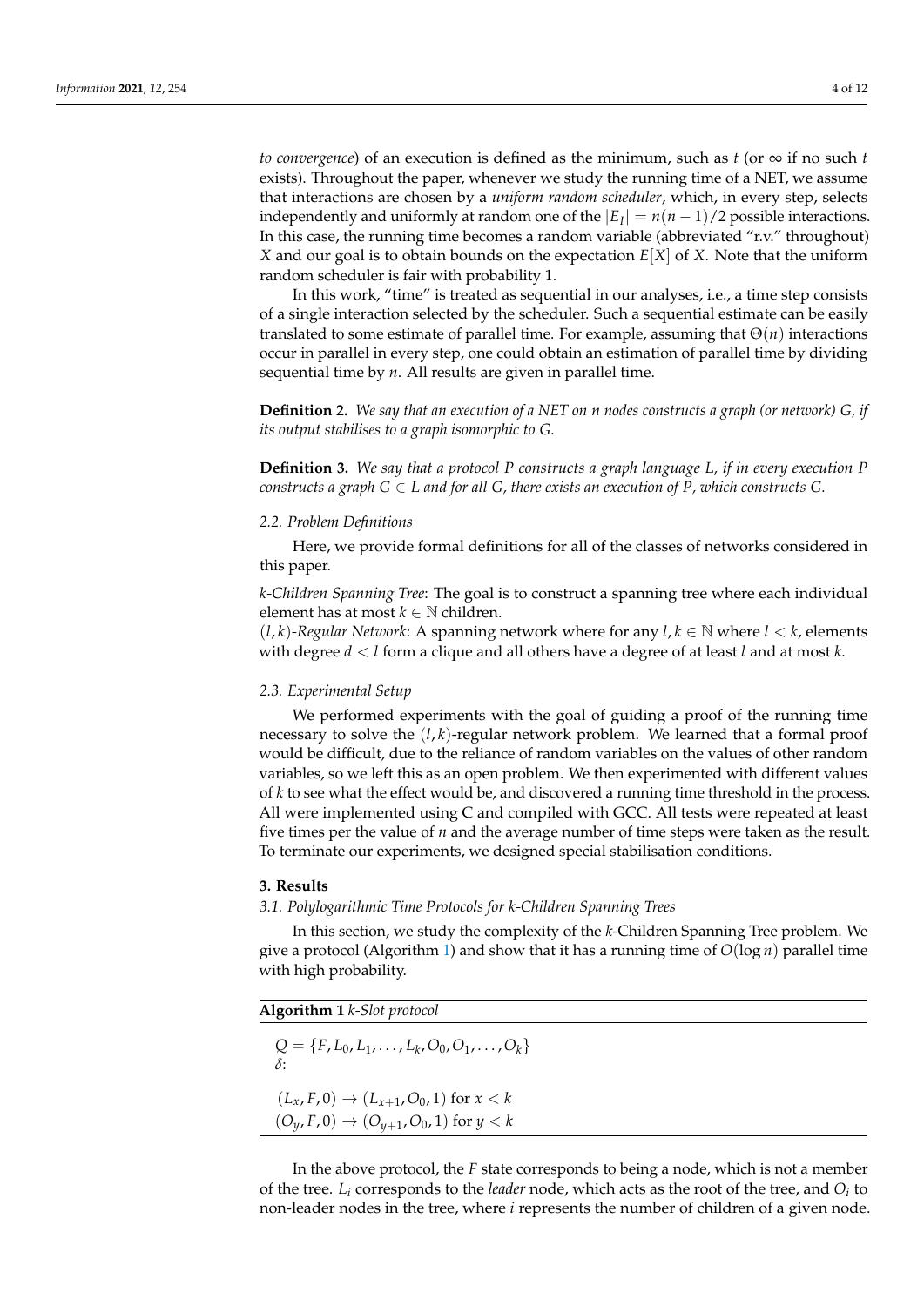*to convergence*) of an execution is defined as the minimum, such as $t$ (or $\infty$ if no such $t$ exists). Throughout the paper, whenever we study the running time of a NET, we assume that interactions are chosen by a *uniform random scheduler*, which, in every step, selects independently and uniformly at random one of the $|E_I| = n(n-1)/2$ possible interactions. In this case, the running time becomes a random variable (abbreviated "r.v." throughout) $X$ and our goal is to obtain bounds on the expectation $E[X]$ of $X$. Note that the uniform random scheduler is fair with probability 1.

In this work, "time" is treated as sequential in our analyses, i.e., a time step consists of a single interaction selected by the scheduler. Such a sequential estimate can be easily translated to some estimate of parallel time. For example, assuming that $\Theta(n)$ interactions occur in parallel in every step, one could obtain an estimation of parallel time by dividing sequential time by $n$. All results are given in parallel time.

**Definition 2.** *We say that an execution of a NET on n nodes constructs a graph (or network) G, if its output stabilises to a graph isomorphic to G.*

**Definition 3.** *We say that a protocol P constructs a graph language L, if in every execution P constructs a graph $G \in L$ and for all G, there exists an execution of P, which constructs G.*

### 2.2. Problem Definitions

Here, we provide formal definitions for all of the classes of networks considered in this paper.

*k-Children Spanning Tree*: The goal is to construct a spanning tree where each individual element has at most $k \in \mathbb{N}$ children.
*$(l,k)$-Regular Network*: A spanning network where for any $l, k \in \mathbb{N}$ where $l < k$, elements with degree $d < l$ form a clique and all others have a degree of at least $l$ and at most $k$.

### 2.3. Experimental Setup

We performed experiments with the goal of guiding a proof of the running time necessary to solve the $(l,k)$-regular network problem. We learned that a formal proof would be difficult, due to the reliance of random variables on the values of other random variables, so we left this as an open problem. We then experimented with different values of $k$ to see what the effect would be, and discovered a running time threshold in the process. All were implemented using C and compiled with GCC. All tests were repeated at least five times per the value of $n$ and the average number of time steps were taken as the result. To terminate our experiments, we designed special stabilisation conditions.

## 3. Results

### 3.1. Polylogarithmic Time Protocols for k-Children Spanning Trees

In this section, we study the complexity of the $k$-Children Spanning Tree problem. We give a protocol (Algorithm 1) and show that it has a running time of $O(\log n)$ parallel time with high probability.

**Algorithm 1** *k-Slot protocol*

$Q = \{F, L_0, L_1, \ldots, L_k, O_0, O_1, \ldots, O_k\}$
$\delta$:

$(L_x, F, 0) \rightarrow (L_{x+1}, O_0, 1)$ for $x < k$
$(O_y, F, 0) \rightarrow (O_{y+1}, O_0, 1)$ for $y < k$

In the above protocol, the $F$ state corresponds to being a node, which is not a member of the tree. $L_i$ corresponds to the *leader* node, which acts as the root of the tree, and $O_i$ to non-leader nodes in the tree, where $i$ represents the number of children of a given node.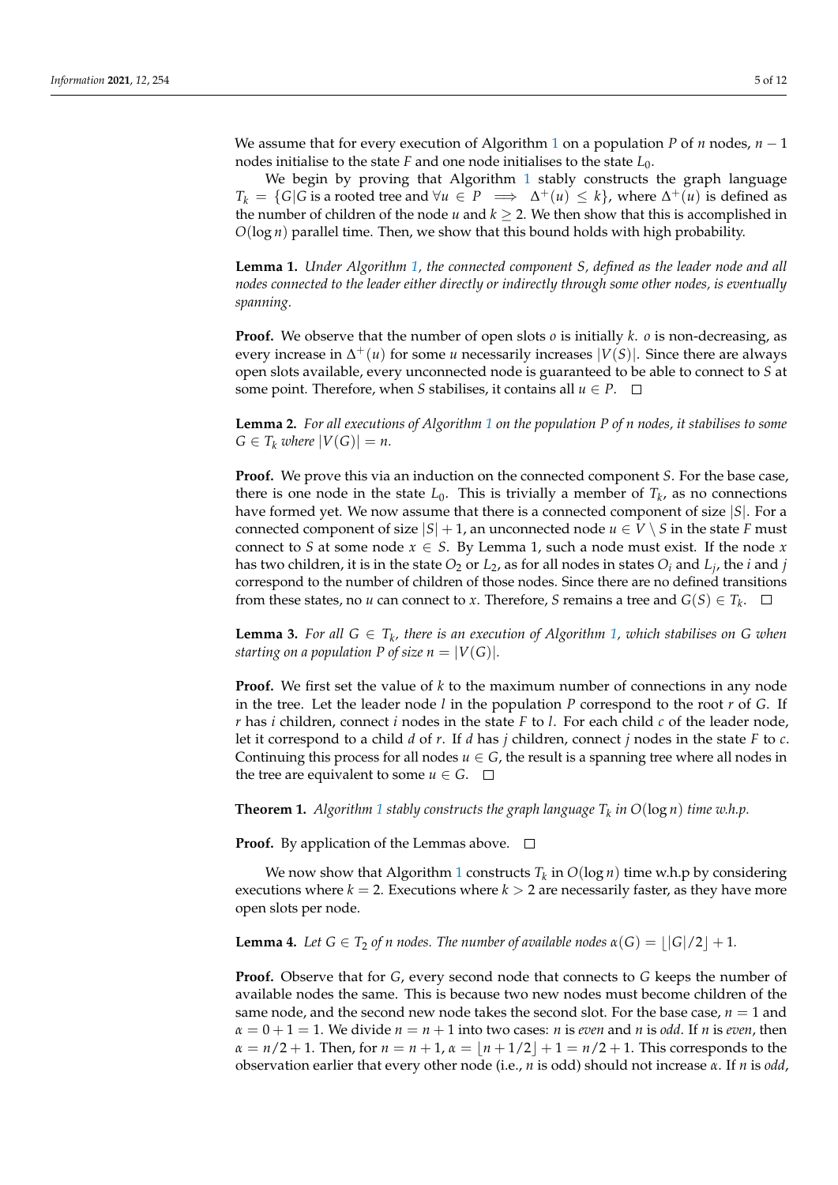We assume that for every execution of Algorithm 1 on a population $P$ of $n$ nodes, $n-1$ nodes initialise to the state $F$ and one node initialises to the state $L_0$.

We begin by proving that Algorithm 1 stably constructs the graph language $T_k = \{G | G \text{ is a rooted tree and } \forall u \in P \implies \Delta^+(u) \leq k\}$, where $\Delta^+(u)$ is defined as the number of children of the node $u$ and $k \geq 2$. We then show that this is accomplished in $O(\log n)$ parallel time. Then, we show that this bound holds with high probability.

**Lemma 1.** *Under Algorithm 1, the connected component $S$, defined as the leader node and all nodes connected to the leader either directly or indirectly through some other nodes, is eventually spanning.*

**Proof.** We observe that the number of open slots $o$ is initially $k$. $o$ is non-decreasing, as every increase in $\Delta^+(u)$ for some $u$ necessarily increases $|V(S)|$. Since there are always open slots available, every unconnected node is guaranteed to be able to connect to $S$ at some point. Therefore, when $S$ stabilises, it contains all $u \in P$. □

**Lemma 2.** *For all executions of Algorithm 1 on the population $P$ of $n$ nodes, it stabilises to some $G \in T_k$ where $|V(G)| = n$.*

**Proof.** We prove this via an induction on the connected component $S$. For the base case, there is one node in the state $L_0$. This is trivially a member of $T_k$, as no connections have formed yet. We now assume that there is a connected component of size $|S|$. For a connected component of size $|S|+1$, an unconnected node $u \in V \setminus S$ in the state $F$ must connect to $S$ at some node $x \in S$. By Lemma 1, such a node must exist. If the node $x$ has two children, it is in the state $O_2$ or $L_2$, as for all nodes in states $O_i$ and $L_j$, the $i$ and $j$ correspond to the number of children of those nodes. Since there are no defined transitions from these states, no $u$ can connect to $x$. Therefore, $S$ remains a tree and $G(S) \in T_k$. □

**Lemma 3.** *For all $G \in T_k$, there is an execution of Algorithm 1, which stabilises on $G$ when starting on a population $P$ of size $n = |V(G)|$.*

**Proof.** We first set the value of $k$ to the maximum number of connections in any node in the tree. Let the leader node $l$ in the population $P$ correspond to the root $r$ of $G$. If $r$ has $i$ children, connect $i$ nodes in the state $F$ to $l$. For each child $c$ of the leader node, let it correspond to a child $d$ of $r$. If $d$ has $j$ children, connect $j$ nodes in the state $F$ to $c$. Continuing this process for all nodes $u \in G$, the result is a spanning tree where all nodes in the tree are equivalent to some $u \in G$. □

**Theorem 1.** *Algorithm 1 stably constructs the graph language $T_k$ in $O(\log n)$ time w.h.p.*

**Proof.** By application of the Lemmas above. □

We now show that Algorithm 1 constructs $T_k$ in $O(\log n)$ time w.h.p by considering executions where $k = 2$. Executions where $k > 2$ are necessarily faster, as they have more open slots per node.

**Lemma 4.** *Let $G \in T_2$ of $n$ nodes. The number of available nodes $\alpha(G) = \lfloor |G|/2 \rfloor + 1$.*

**Proof.** Observe that for $G$, every second node that connects to $G$ keeps the number of available nodes the same. This is because two new nodes must become children of the same node, and the second new node takes the second slot. For the base case, $n = 1$ and $\alpha = 0 + 1 = 1$. We divide $n = n + 1$ into two cases: $n$ is *even* and $n$ is *odd*. If $n$ is *even*, then $\alpha = n/2 + 1$. Then, for $n = n + 1$, $\alpha = \lfloor n + 1/2 \rfloor + 1 = n/2 + 1$. This corresponds to the observation earlier that every other node (i.e., $n$ is odd) should not increase $\alpha$. If $n$ is *odd*,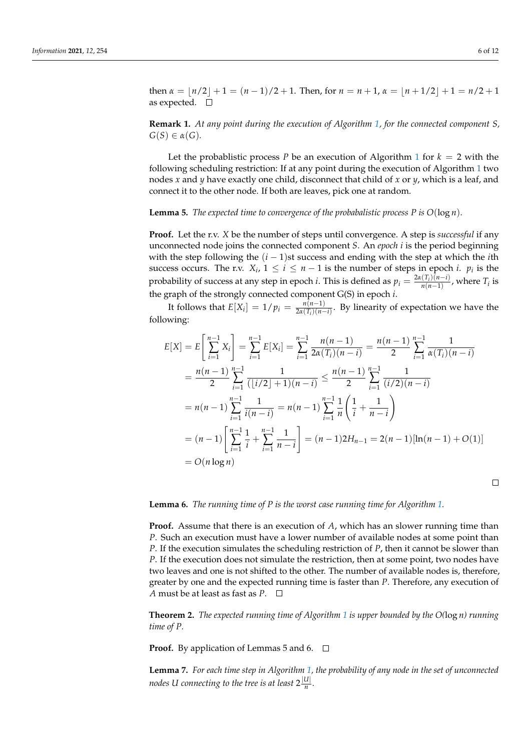then $\alpha = \lfloor n/2 \rfloor + 1 = (n-1)/2 + 1$. Then, for $n = n+1$, $\alpha = \lfloor n + 1/2 \rfloor + 1 = n/2 + 1$ as expected. □

**Remark 1.** *At any point during the execution of Algorithm 1, for the connected component $S$, $G(S) \in \alpha(G)$.*

Let the probablistic process $P$ be an execution of Algorithm 1 for $k = 2$ with the following scheduling restriction: If at any point during the execution of Algorithm 1 two nodes $x$ and $y$ have exactly one child, disconnect that child of $x$ or $y$, which is a leaf, and connect it to the other node. If both are leaves, pick one at random.

**Lemma 5.** *The expected time to convergence of the probabalistic process $P$ is $O(\log n)$.*

**Proof.** Let the r.v. $X$ be the number of steps until convergence. A step is *successful* if any unconnected node joins the connected component $S$. An *epoch $i$* is the period beginning with the step following the $(i-1)$st success and ending with the step at which the $i$th success occurs. The r.v. $X_i$, $1 \leq i \leq n-1$ is the number of steps in epoch $i$. $p_i$ is the probability of success at any step in epoch $i$. This is defined as $p_i = \frac{2\alpha(T_i)(n-i)}{n(n-1)}$, where $T_i$ is the graph of the strongly connected component G(S) in epoch $i$.

It follows that $E[X_i] = 1/p_i = \frac{n(n-1)}{2\alpha(T_i)(n-i)}$. By linearity of expectation we have the following:

$$
\begin{aligned}
E[X] &= E\left[\sum_{i=1}^{n-1} X_i\right] = \sum_{i=1}^{n-1} E[X_i] = \sum_{i=1}^{n-1} \frac{n(n-1)}{2\alpha(T_i)(n-i)} = \frac{n(n-1)}{2} \sum_{i=1}^{n-1} \frac{1}{\alpha(T_i)(n-i)} \\
&= \frac{n(n-1)}{2} \sum_{i=1}^{n-1} \frac{1}{(\lfloor i/2 \rfloor + 1)(n-i)} \leq \frac{n(n-1)}{2} \sum_{i=1}^{n-1} \frac{1}{(i/2)(n-i)} \\
&= n(n-1) \sum_{i=1}^{n-1} \frac{1}{i(n-i)} = n(n-1) \sum_{i=1}^{n-1} \frac{1}{n}\left(\frac{1}{i} + \frac{1}{n-i}\right) \\
&= (n-1)\left[\sum_{i=1}^{n-1} \frac{1}{i} + \sum_{i=1}^{n-1} \frac{1}{n-i}\right] = (n-1)2H_{n-1} = 2(n-1)[\ln(n-1) + O(1)] \\
&= O(n \log n)
\end{aligned}
$$

□

**Lemma 6.** *The running time of $P$ is the worst case running time for Algorithm 1.*

**Proof.** Assume that there is an execution of $A$, which has an slower running time than $P$. Such an execution must have a lower number of available nodes at some point than $P$. If the execution simulates the scheduling restriction of $P$, then it cannot be slower than $P$. If the execution does not simulate the restriction, then at some point, two nodes have two leaves and one is not shifted to the other. The number of available nodes is, therefore, greater by one and the expected running time is faster than $P$. Therefore, any execution of $A$ must be at least as fast as $P$. □

**Theorem 2.** *The expected running time of Algorithm 1 is upper bounded by the $O(\log n)$ running time of $P$.*

**Proof.** By application of Lemmas 5 and 6. □

**Lemma 7.** *For each time step in Algorithm 1, the probability of any node in the set of unconnected nodes $U$ connecting to the tree is at least $2\frac{|U|}{n}$.*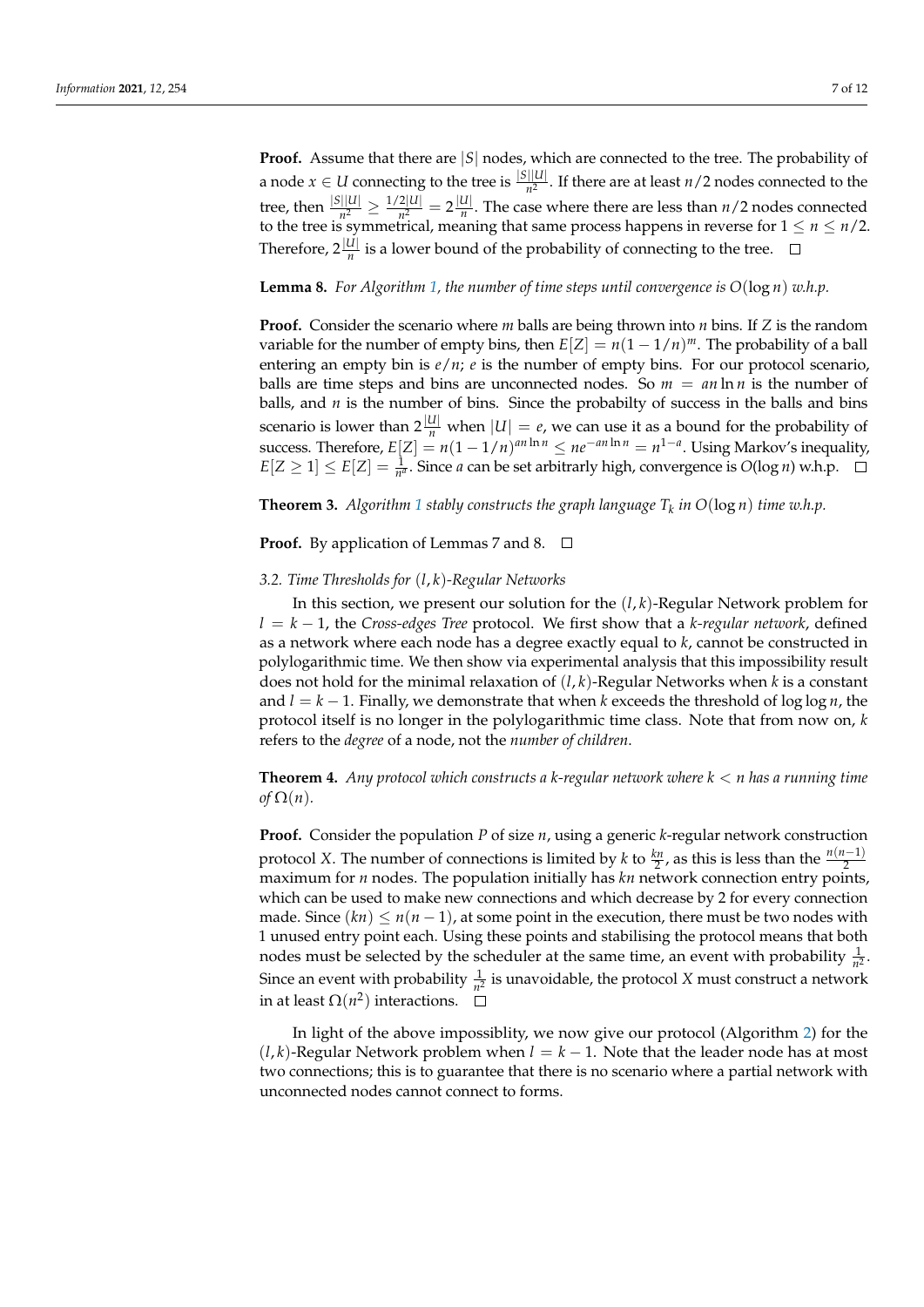**Proof.** Assume that there are $|S|$ nodes, which are connected to the tree. The probability of a node $x \in U$ connecting to the tree is $\frac{|S||U|}{n^2}$. If there are at least $n/2$ nodes connected to the tree, then $\frac{|S||U|}{n^2} \geq \frac{1/2|U|}{n^2} = 2\frac{|U|}{n}$. The case where there are less than $n/2$ nodes connected to the tree is symmetrical, meaning that same process happens in reverse for $1 \leq n \leq n/2$. Therefore, $2\frac{|U|}{n}$ is a lower bound of the probability of connecting to the tree. □

**Lemma 8.** *For Algorithm 1, the number of time steps until convergence is $O(\log n)$ w.h.p.*

**Proof.** Consider the scenario where $m$ balls are being thrown into $n$ bins. If $Z$ is the random variable for the number of empty bins, then $E[Z] = n(1 - 1/n)^m$. The probability of a ball entering an empty bin is $e/n$; $e$ is the number of empty bins. For our protocol scenario, balls are time steps and bins are unconnected nodes. So $m = an \ln n$ is the number of balls, and $n$ is the number of bins. Since the probabilty of success in the balls and bins scenario is lower than $2\frac{|U|}{n}$ when $|U| = e$, we can use it as a bound for the probability of success. Therefore, $E[Z] = n(1 - 1/n)^{an \ln n} \leq ne^{-an \ln n} = n^{1-a}$. Using Markov's inequality, $E[Z \geq 1] \leq E[Z] = \frac{1}{n^a}$. Since $a$ can be set arbitrarily high, convergence is $O(\log n)$ w.h.p. □

**Theorem 3.** *Algorithm 1 stably constructs the graph language $T_k$ in $O(\log n)$ time w.h.p.*

**Proof.** By application of Lemmas 7 and 8. □

*3.2. Time Thresholds for $(l, k)$-Regular Networks*

In this section, we present our solution for the $(l, k)$-Regular Network problem for $l = k - 1$, the *Cross-edges Tree* protocol. We first show that a *k-regular network*, defined as a network where each node has a degree exactly equal to $k$, cannot be constructed in polylogarithmic time. We then show via experimental analysis that this impossibility result does not hold for the minimal relaxation of $(l, k)$-Regular Networks when $k$ is a constant and $l = k - 1$. Finally, we demonstrate that when $k$ exceeds the threshold of $\log \log n$, the protocol itself is no longer in the polylogarithmic time class. Note that from now on, $k$ refers to the *degree* of a node, not the *number of children*.

**Theorem 4.** *Any protocol which constructs a k-regular network where $k < n$ has a running time of $\Omega(n)$.*

**Proof.** Consider the population $P$ of size $n$, using a generic $k$-regular network construction protocol $X$. The number of connections is limited by $k$ to $\frac{kn}{2}$, as this is less than the $\frac{n(n-1)}{2}$ maximum for $n$ nodes. The population initially has $kn$ network connection entry points, which can be used to make new connections and which decrease by 2 for every connection made. Since $(kn) \leq n(n - 1)$, at some point in the execution, there must be two nodes with 1 unused entry point each. Using these points and stabilising the protocol means that both nodes must be selected by the scheduler at the same time, an event with probability $\frac{1}{n^2}$. Since an event with probability $\frac{1}{n^2}$ is unavoidable, the protocol $X$ must construct a network in at least $\Omega(n^2)$ interactions. □

In light of the above impossiblity, we now give our protocol (Algorithm 2) for the $(l, k)$-Regular Network problem when $l = k - 1$. Note that the leader node has at most two connections; this is to guarantee that there is no scenario where a partial network with unconnected nodes cannot connect to forms.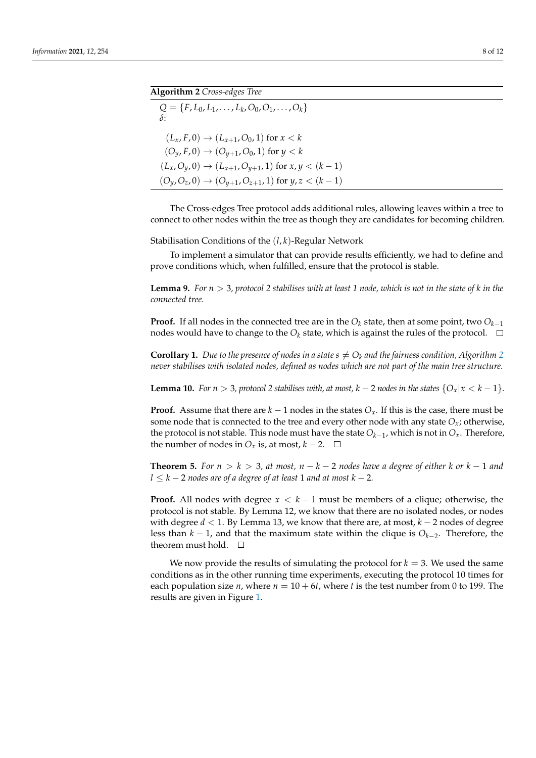**Algorithm 2** *Cross-edges Tree*

$Q = \{F, L_0, L_1, \ldots, L_k, O_0, O_1, \ldots, O_k\}$
$\delta$:

$(L_x, F, 0) \rightarrow (L_{x+1}, O_0, 1)$ for $x < k$
$(O_y, F, 0) \rightarrow (O_{y+1}, O_0, 1)$ for $y < k$
$(L_x, O_y, 0) \rightarrow (L_{x+1}, O_{y+1}, 1)$ for $x, y < (k-1)$
$(O_y, O_z, 0) \rightarrow (O_{y+1}, O_{z+1}, 1)$ for $y, z < (k-1)$

The Cross-edges Tree protocol adds additional rules, allowing leaves within a tree to connect to other nodes within the tree as though they are candidates for becoming children.

Stabilisation Conditions of the $(l, k)$-Regular Network

To implement a simulator that can provide results efficiently, we had to define and prove conditions which, when fulfilled, ensure that the protocol is stable.

**Lemma 9.** *For $n > 3$, protocol 2 stabilises with at least 1 node, which is not in the state of k in the connected tree.*

**Proof.** If all nodes in the connected tree are in the $O_k$ state, then at some point, two $O_{k-1}$ nodes would have to change to the $O_k$ state, which is against the rules of the protocol. □

**Corollary 1.** *Due to the presence of nodes in a state $s \neq O_k$ and the fairness condition, Algorithm 2 never stabilises with isolated nodes, defined as nodes which are not part of the main tree structure.*

**Lemma 10.** *For $n > 3$, protocol 2 stabilises with, at most, $k - 2$ nodes in the states $\{O_x | x < k - 1\}$.*

**Proof.** Assume that there are $k - 1$ nodes in the states $O_x$. If this is the case, there must be some node that is connected to the tree and every other node with any state $O_x$; otherwise, the protocol is not stable. This node must have the state $O_{k-1}$, which is not in $O_x$. Therefore, the number of nodes in $O_x$ is, at most, $k - 2$. □

**Theorem 5.** *For $n > k > 3$, at most, $n - k - 2$ nodes have a degree of either $k$ or $k - 1$ and $l \leq k - 2$ nodes are of a degree of at least 1 and at most $k - 2$.*

**Proof.** All nodes with degree $x < k - 1$ must be members of a clique; otherwise, the protocol is not stable. By Lemma 12, we know that there are no isolated nodes, or nodes with degree $d < 1$. By Lemma 13, we know that there are, at most, $k - 2$ nodes of degree less than $k - 1$, and that the maximum state within the clique is $O_{k-2}$. Therefore, the theorem must hold. □

We now provide the results of simulating the protocol for $k = 3$. We used the same conditions as in the other running time experiments, executing the protocol 10 times for each population size $n$, where $n = 10 + 6t$, where $t$ is the test number from 0 to 199. The results are given in Figure 1.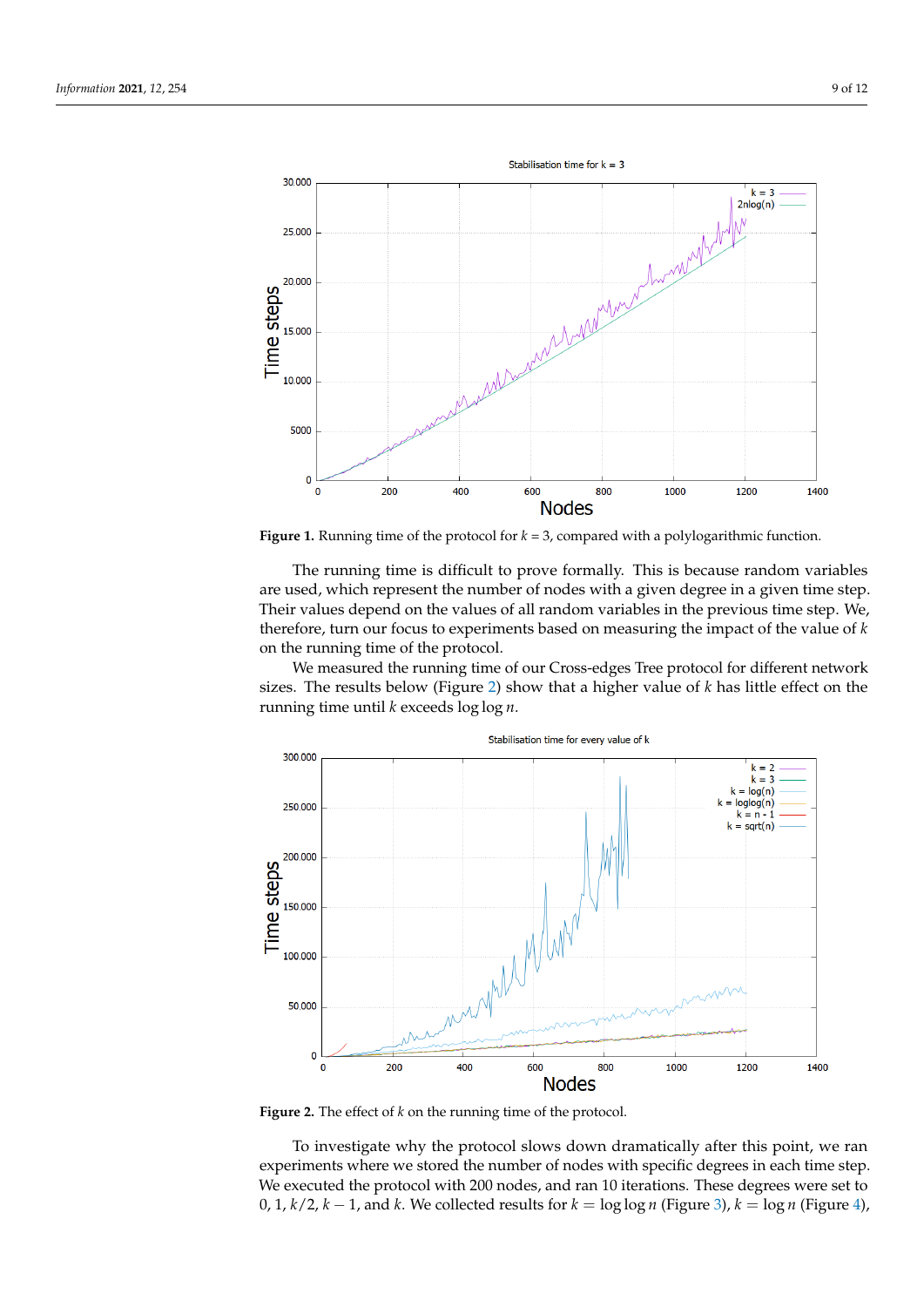**Figure 1.** Running time of the protocol for $k = 3$, compared with a polylogarithmic function.

The running time is difficult to prove formally. This is because random variables are used, which represent the number of nodes with a given degree in a given time step. Their values depend on the values of all random variables in the previous time step. We, therefore, turn our focus to experiments based on measuring the impact of the value of $k$ on the running time of the protocol.

We measured the running time of our Cross-edges Tree protocol for different network sizes. The results below (Figure 2) show that a higher value of $k$ has little effect on the running time until $k$ exceeds $\log \log n$.

**Figure 2.** The effect of $k$ on the running time of the protocol.

To investigate why the protocol slows down dramatically after this point, we ran experiments where we stored the number of nodes with specific degrees in each time step. We executed the protocol with 200 nodes, and ran 10 iterations. These degrees were set to 0, 1, $k/2$, $k-1$, and $k$. We collected results for $k = \log \log n$ (Figure 3), $k = \log n$ (Figure 4),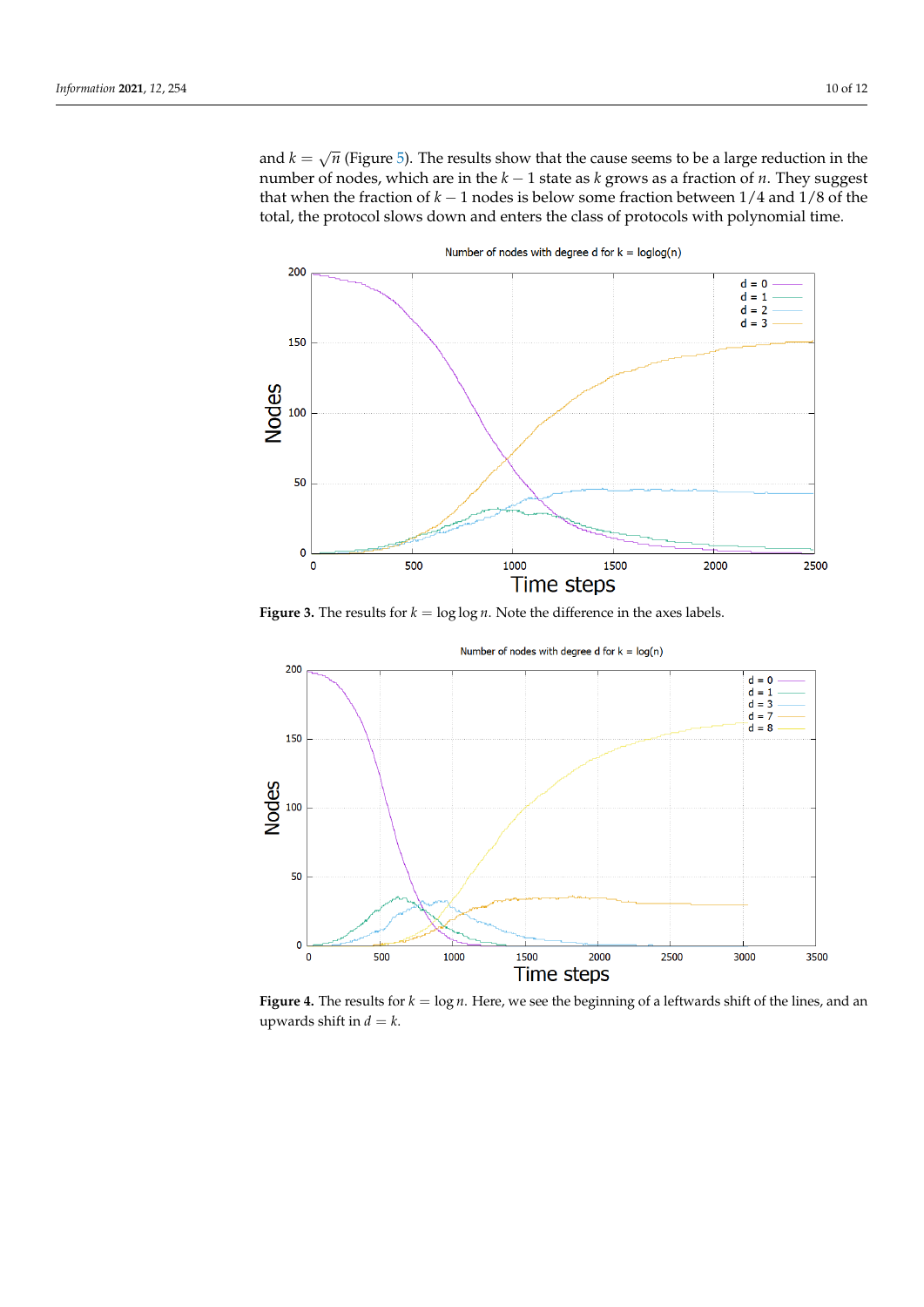and $k = \sqrt{n}$ (Figure 5). The results show that the cause seems to be a large reduction in the number of nodes, which are in the $k-1$ state as $k$ grows as a fraction of $n$. They suggest that when the fraction of $k-1$ nodes is below some fraction between $1/4$ and $1/8$ of the total, the protocol slows down and enters the class of protocols with polynomial time.

**Figure 3.** The results for $k = \log\log n$. Note the difference in the axes labels.

**Figure 4.** The results for $k = \log n$. Here, we see the beginning of a leftwards shift of the lines, and an upwards shift in $d = k$.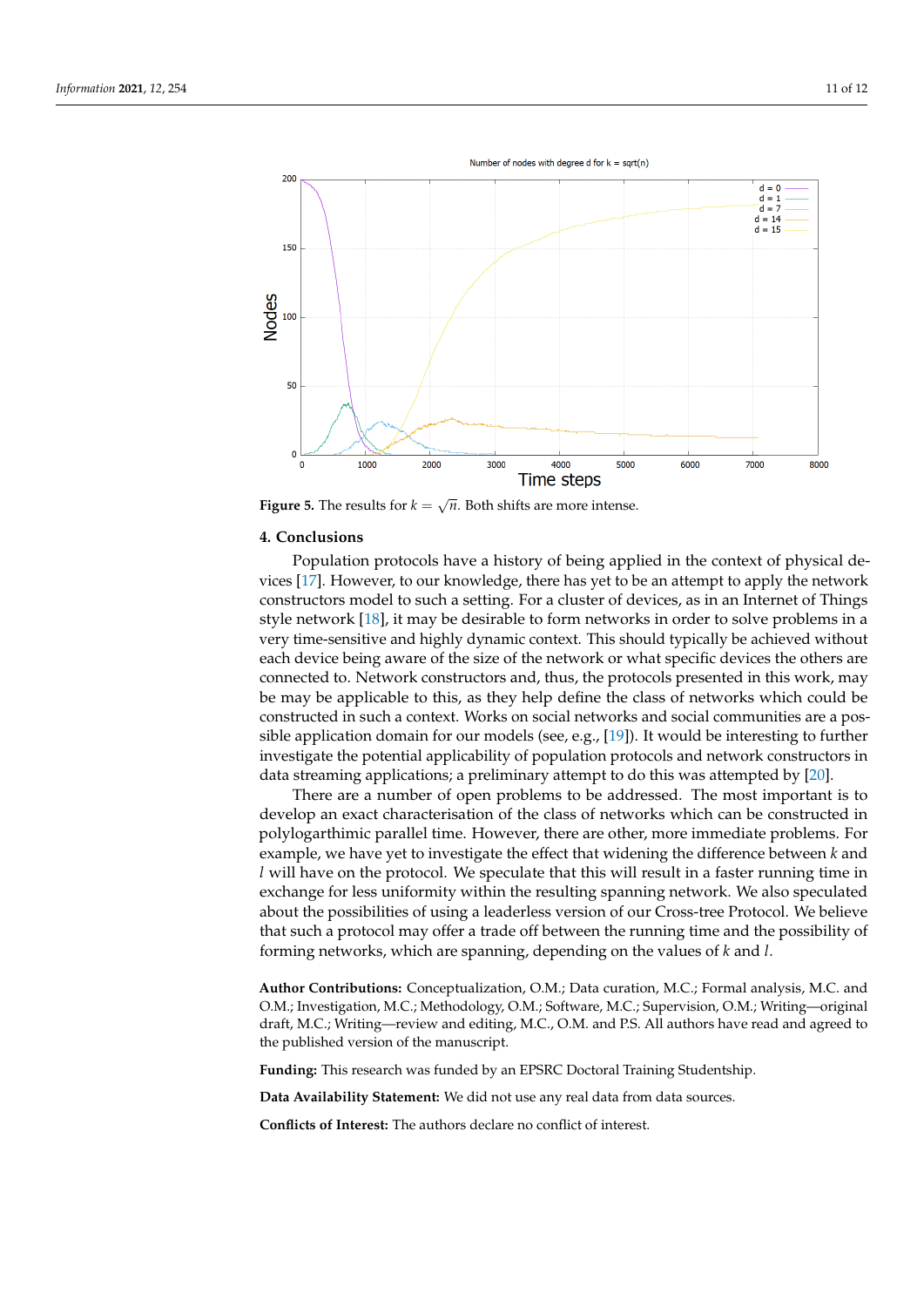**Figure 5.** The results for $k = \sqrt{n}$. Both shifts are more intense.

## 4. Conclusions

Population protocols have a history of being applied in the context of physical devices [17]. However, to our knowledge, there has yet to be an attempt to apply the network constructors model to such a setting. For a cluster of devices, as in an Internet of Things style network [18], it may be desirable to form networks in order to solve problems in a very time-sensitive and highly dynamic context. This should typically be achieved without each device being aware of the size of the network or what specific devices the others are connected to. Network constructors and, thus, the protocols presented in this work, may be may be applicable to this, as they help define the class of networks which could be constructed in such a context. Works on social networks and social communities are a possible application domain for our models (see, e.g., [19]). It would be interesting to further investigate the potential applicability of population protocols and network constructors in data streaming applications; a preliminary attempt to do this was attempted by [20].

There are a number of open problems to be addressed. The most important is to develop an exact characterisation of the class of networks which can be constructed in polylogarthimic parallel time. However, there are other, more immediate problems. For example, we have yet to investigate the effect that widening the difference between $k$ and $l$ will have on the protocol. We speculate that this will result in a faster running time in exchange for less uniformity within the resulting spanning network. We also speculated about the possibilities of using a leaderless version of our Cross-tree Protocol. We believe that such a protocol may offer a trade off between the running time and the possibility of forming networks, which are spanning, depending on the values of $k$ and $l$.

**Author Contributions:** Conceptualization, O.M.; Data curation, M.C.; Formal analysis, M.C. and O.M.; Investigation, M.C.; Methodology, O.M.; Software, M.C.; Supervision, O.M.; Writing—original draft, M.C.; Writing—review and editing, M.C., O.M. and P.S. All authors have read and agreed to the published version of the manuscript.

**Funding:** This research was funded by an EPSRC Doctoral Training Studentship.

**Data Availability Statement:** We did not use any real data from data sources.

**Conflicts of Interest:** The authors declare no conflict of interest.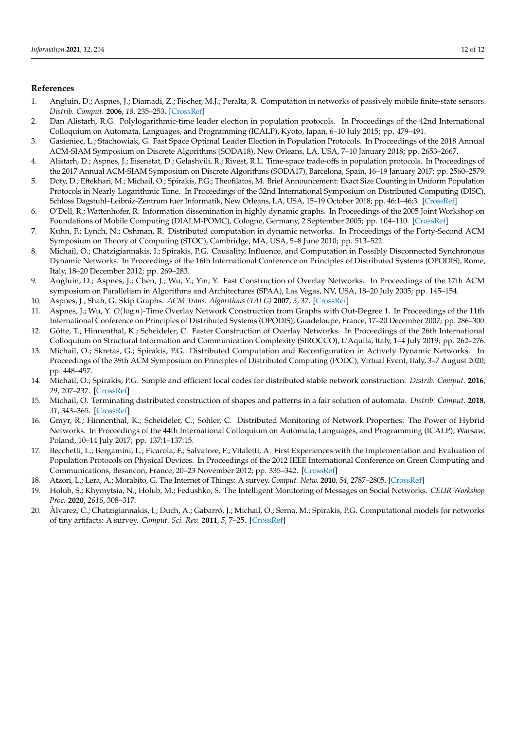## References

1. Angluin, D.; Aspnes, J.; Diamadi, Z.; Fischer, M.J.; Peralta, R. Computation in networks of passively mobile finite-state sensors. *Distrib. Comput.* **2006**, *18*, 235–253. [CrossRef]
2. Dan Alistarh, R.G. Polylogarithmic-time leader election in population protocols. In Proceedings of the 42nd International Colloquium on Automata, Languages, and Programming (ICALP), Kyoto, Japan, 6–10 July 2015; pp. 479–491.
3. Gasieniec, L.; Stachowiak, G. Fast Space Optimal Leader Election in Population Protocols. In Proceedings of the 2018 Annual ACM-SIAM Symposium on Discrete Algorithms (SODA18), New Orleans, LA, USA, 7–10 January 2018; pp. 2653–2667.
4. Alistarh, D.; Aspnes, J.; Eisenstat, D.; Gelashvili, R.; Rivest, R.L. Time-space trade-offs in population protocols. In Proceedings of the 2017 Annual ACM-SIAM Symposium on Discrete Algorithms (SODA17), Barcelona, Spain, 16–19 January 2017; pp. 2560–2579.
5. Doty, D.; Eftekhari, M.; Michail, O.; Spirakis, P.G.; Theofilatos, M. Brief Announcement: Exact Size Counting in Uniform Population Protocols in Nearly Logarithmic Time. In Proceedings of the 32nd International Symposium on Distributed Computing (DISC), Schloss Dagstuhl–Leibniz-Zentrum fuer Informatik, New Orleans, LA, USA, 15–19 October 2018; pp. 46:1–46:3. [CrossRef]
6. O'Dell, R.; Wattenhofer, R. Information dissemination in highly dynamic graphs. In Proceedings of the 2005 Joint Workshop on Foundations of Mobile Computing (DIALM-POMC), Cologne, Germany, 2 September 2005; pp. 104–110. [CrossRef]
7. Kuhn, F.; Lynch, N.; Oshman, R. Distributed computation in dynamic networks. In Proceedings of the Forty-Second ACM Symposium on Theory of Computing (STOC), Cambridge, MA, USA, 5–8 June 2010; pp. 513–522.
8. Michail, O.; Chatzigiannakis, I.; Spirakis, P.G. Causality, Influence, and Computation in Possibly Disconnected Synchronous Dynamic Networks. In Proceedings of the 16th International Conference on Principles of Distributed Systems (OPODIS), Rome, Italy, 18–20 December 2012; pp. 269–283.
9. Angluin, D.; Aspnes, J.; Chen, J.; Wu, Y.; Yin, Y. Fast Construction of Overlay Networks. In Proceedings of the 17th ACM symposium on Parallelism in Algorithms and Architectures (SPAA), Las Vegas, NV, USA, 18–20 July 2005; pp. 145–154.
10. Aspnes, J.; Shah, G. Skip Graphs. *ACM Trans. Algorithms (TALG)* **2007**, *3*, 37. [CrossRef]
11. Aspnes, J.; Wu, Y. $O(\log n)$-Time Overlay Network Construction from Graphs with Out-Degree 1. In Proceedings of the 11th International Conference on Principles of Distributed Systems (OPODIS), Guadeloupe, France, 17–20 December 2007; pp. 286–300.
12. Götte, T.; Hinnenthal, K.; Scheideler, C. Faster Construction of Overlay Networks. In Proceedings of the 26th International Colloquium on Structural Information and Communication Complexity (SIROCCO), L'Aquila, Italy, 1–4 July 2019; pp. 262–276.
13. Michail, O.; Skretas, G.; Spirakis, P.G. Distributed Computation and Reconfiguration in Actively Dynamic Networks. In Proceedings of the 39th ACM Symposium on Principles of Distributed Computing (PODC), Virtual Event, Italy, 3–7 August 2020; pp. 448–457.
14. Michail, O.; Spirakis, P.G. Simple and efficient local codes for distributed stable network construction. *Distrib. Comput.* **2016**, *29*, 207–237. [CrossRef]
15. Michail, O. Terminating distributed construction of shapes and patterns in a fair solution of automata. *Distrib. Comput.* **2018**, *31*, 343–365. [CrossRef]
16. Gmyr, R.; Hinnenthal, K.; Scheideler, C.; Sohler, C. Distributed Monitoring of Network Properties: The Power of Hybrid Networks. In Proceedings of the 44th International Colloquium on Automata, Languages, and Programming (ICALP), Warsaw, Poland, 10–14 July 2017; pp. 137:1–137:15.
17. Becchetti, L.; Bergamini, L.; Ficarola, F.; Salvatore, F.; Vitaletti, A. First Experiences with the Implementation and Evaluation of Population Protocols on Physical Devices. In Proceedings of the 2012 IEEE International Conference on Green Computing and Communications, Besancon, France, 20–23 November 2012; pp. 335–342. [CrossRef]
18. Atzori, L.; Lera, A.; Morabito, G. The Internet of Things: A survey. *Comput. Netw.* **2010**, *54*, 2787–2805. [CrossRef]
19. Holub, S.; Khymytsia, N.; Holub, M.; Fedushko, S. The Intelligent Monitoring of Messages on Social Networks. *CEUR Workshop Proc.* **2020**, *2616*, 308–317.
20. Àlvarez, C.; Chatzigiannakis, I.; Duch, A.; Gabarró, J.; Michail, O.; Serna, M.; Spirakis, P.G. Computational models for networks of tiny artifacts: A survey. *Comput. Sci. Rev.* **2011**, *5*, 7–25. [CrossRef]